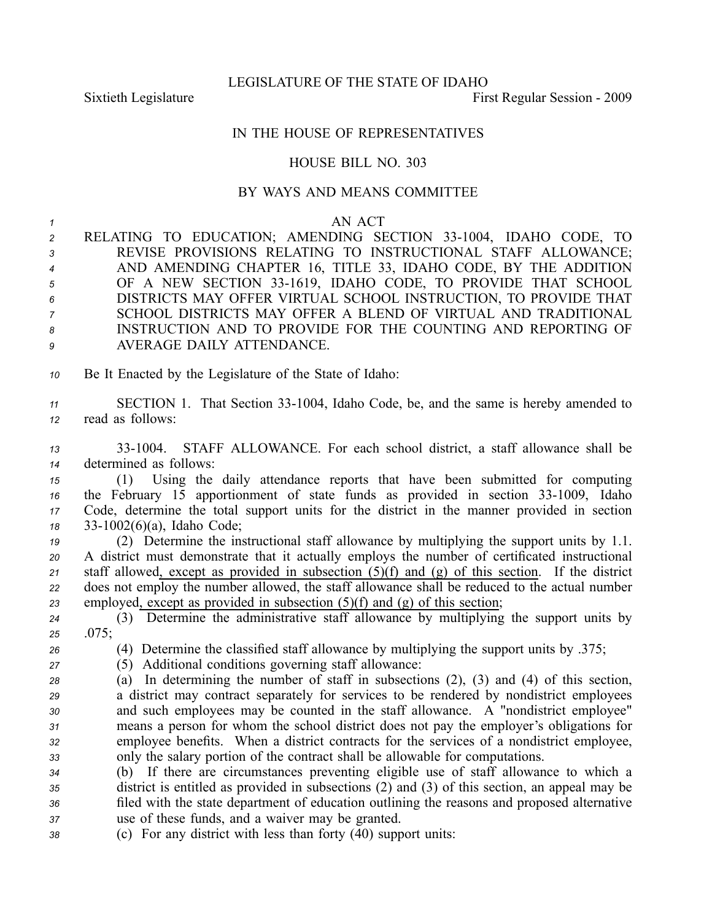LEGISLATURE OF THE STATE OF IDAHO

Sixtieth Legislature First Regular Session - 2009

IN THE HOUSE OF REPRESENTATIVES

HOUSE BILL NO. 303

BY WAYS AND MEANS COMMITTEE

AN ACT

RELATING TO EDUCATION; AMENDING SECTION 33-1004, IDAHO CODE, TO REVISE PROVISIONS RELATING TO INSTRUCTIONAL STAFF ALLOWANCE; AND AMENDING CHAPTER 16, TITLE 33, IDAHO CODE, BY THE ADDITION OF A NEW SECTION 33-1619, IDAHO CODE, TO PROVIDE THAT SCHOOL DISTRICTS MAY OFFER VIRTUAL SCHOOL INSTRUCTION, TO PROVIDE THAT SCHOOL DISTRICTS MAY OFFER A BLEND OF VIRTUAL AND TRADITIONAL INSTRUCTION AND TO PROVIDE FOR THE COUNTING AND REPORTING OF AVERAGE DAILY ATTENDANCE.

Be It Enacted by the Legislature of the State of Idaho:

SECTION 1. That Section 33-1004, Idaho Code, be, and the same is hereby amended to read as follows:

33-1004. STAFF ALLOWANCE. For each school district, a staff allowance shall be determined as follows:

(1) Using the daily attendance reports that have been submitted for computing the February 15 apportionment of state funds as provided in section 33-1009, Idaho Code, determine the total support units for the district in the manner provided in section 33-1002(6)(a), Idaho Code;

(2) Determine the instructional staff allowance by multiplying the support units by 1.1. A district must demonstrate that it actually employs the number of certificated instructional staff allowed<u>, except as provided in subsection (5)(f) and (g) of this section</u>. If the district does not employ the number allowed, the staff allowance shall be reduced to the actual number employed<u>, except as provided in subsection (5)(f) and (g) of this section</u>;

(3) Determine the administrative staff allowance by multiplying the support units by .075;

(4) Determine the classified staff allowance by multiplying the support units by .375;

(5) Additional conditions governing staff allowance:

(a) In determining the number of staff in subsections (2), (3) and (4) of this section, a district may contract separately for services to be rendered by nondistrict employees and such employees may be counted in the staff allowance. A "nondistrict employee" means a person for whom the school district does not pay the employer's obligations for employee benefits. When a district contracts for the services of a nondistrict employee, only the salary portion of the contract shall be allowable for computations.

(b) If there are circumstances preventing eligible use of staff allowance to which a district is entitled as provided in subsections (2) and (3) of this section, an appeal may be filed with the state department of education outlining the reasons and proposed alternative use of these funds, and a waiver may be granted.

(c) For any district with less than forty (40) support units: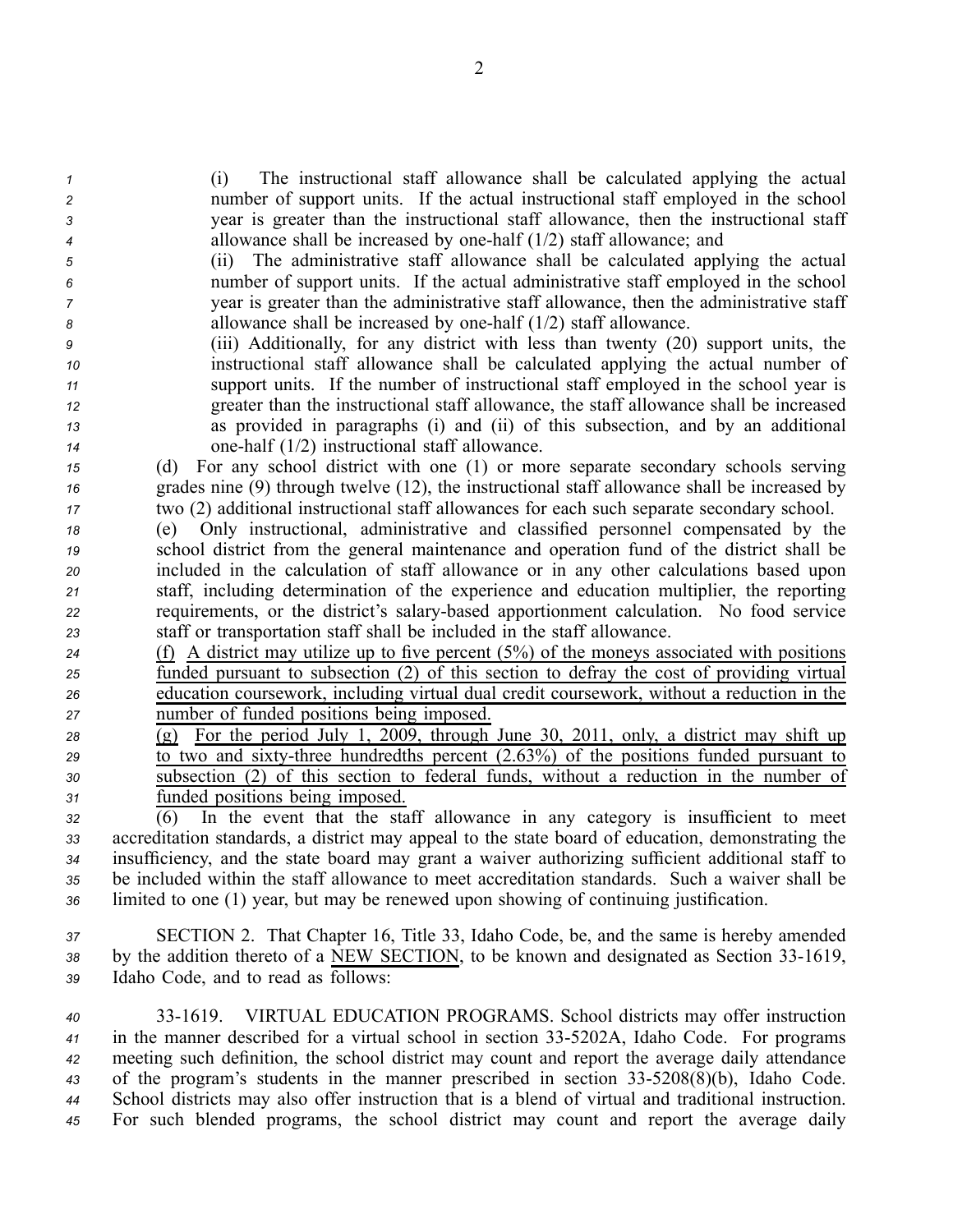(i) The instructional staff allowance shall be calculated applying the actual number of support units. If the actual instructional staff employed in the school year is greater than the instructional staff allowance, then the instructional staff allowance shall be increased by one-half (1/2) staff allowance; and

(ii) The administrative staff allowance shall be calculated applying the actual number of support units. If the actual administrative staff employed in the school year is greater than the administrative staff allowance, then the administrative staff allowance shall be increased by one-half (1/2) staff allowance.

(iii) Additionally, for any district with less than twenty (20) support units, the instructional staff allowance shall be calculated applying the actual number of support units. If the number of instructional staff employed in the school year is greater than the instructional staff allowance, the staff allowance shall be increased as provided in paragraphs (i) and (ii) of this subsection, and by an additional one-half (1/2) instructional staff allowance.

(d) For any school district with one (1) or more separate secondary schools serving grades nine (9) through twelve (12), the instructional staff allowance shall be increased by two (2) additional instructional staff allowances for each such separate secondary school.

(e) Only instructional, administrative and classified personnel compensated by the school district from the general maintenance and operation fund of the district shall be included in the calculation of staff allowance or in any other calculations based upon staff, including determination of the experience and education multiplier, the reporting requirements, or the district's salary-based apportionment calculation. No food service staff or transportation staff shall be included in the staff allowance.

<u>(f) A district may utilize up to five percent (5%) of the moneys associated with positions funded pursuant to subsection (2) of this section to defray the cost of providing virtual education coursework, including virtual dual credit coursework, without a reduction in the number of funded positions being imposed.</u>

<u>(g) For the period July 1, 2009, through June 30, 2011, only, a district may shift up to two and sixty-three hundredths percent (2.63%) of the positions funded pursuant to subsection (2) of this section to federal funds, without a reduction in the number of funded positions being imposed.</u>

(6) In the event that the staff allowance in any category is insufficient to meet accreditation standards, a district may appeal to the state board of education, demonstrating the insufficiency, and the state board may grant a waiver authorizing sufficient additional staff to be included within the staff allowance to meet accreditation standards. Such a waiver shall be limited to one (1) year, but may be renewed upon showing of continuing justification.

SECTION 2. That Chapter 16, Title 33, Idaho Code, be, and the same is hereby amended by the addition thereto of a <u>NEW SECTION</u>, to be known and designated as Section 33-1619, Idaho Code, and to read as follows:

33-1619. VIRTUAL EDUCATION PROGRAMS. School districts may offer instruction in the manner described for a virtual school in section 33-5202A, Idaho Code. For programs meeting such definition, the school district may count and report the average daily attendance of the program's students in the manner prescribed in section 33-5208(8)(b), Idaho Code. School districts may also offer instruction that is a blend of virtual and traditional instruction. For such blended programs, the school district may count and report the average daily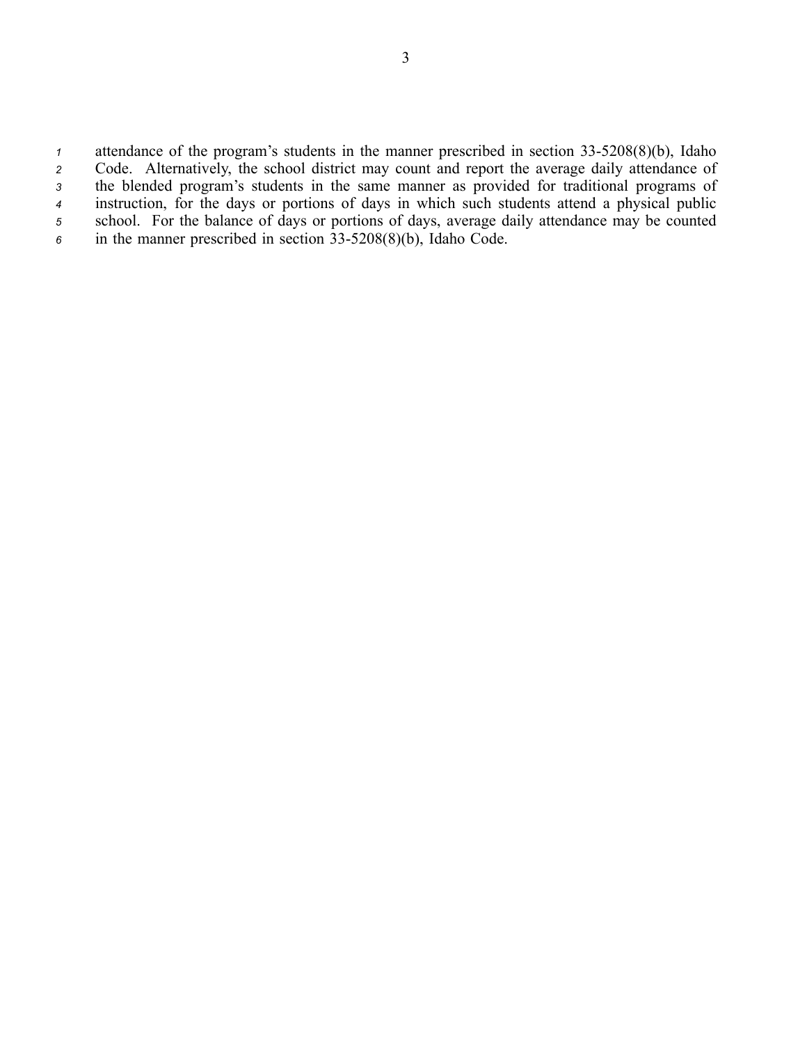attendance of the program's students in the manner prescribed in section 33-5208(8)(b), Idaho Code. Alternatively, the school district may count and report the average daily attendance of the blended program's students in the same manner as provided for traditional programs of instruction, for the days or portions of days in which such students attend a physical public school. For the balance of days or portions of days, average daily attendance may be counted in the manner prescribed in section 33-5208(8)(b), Idaho Code.